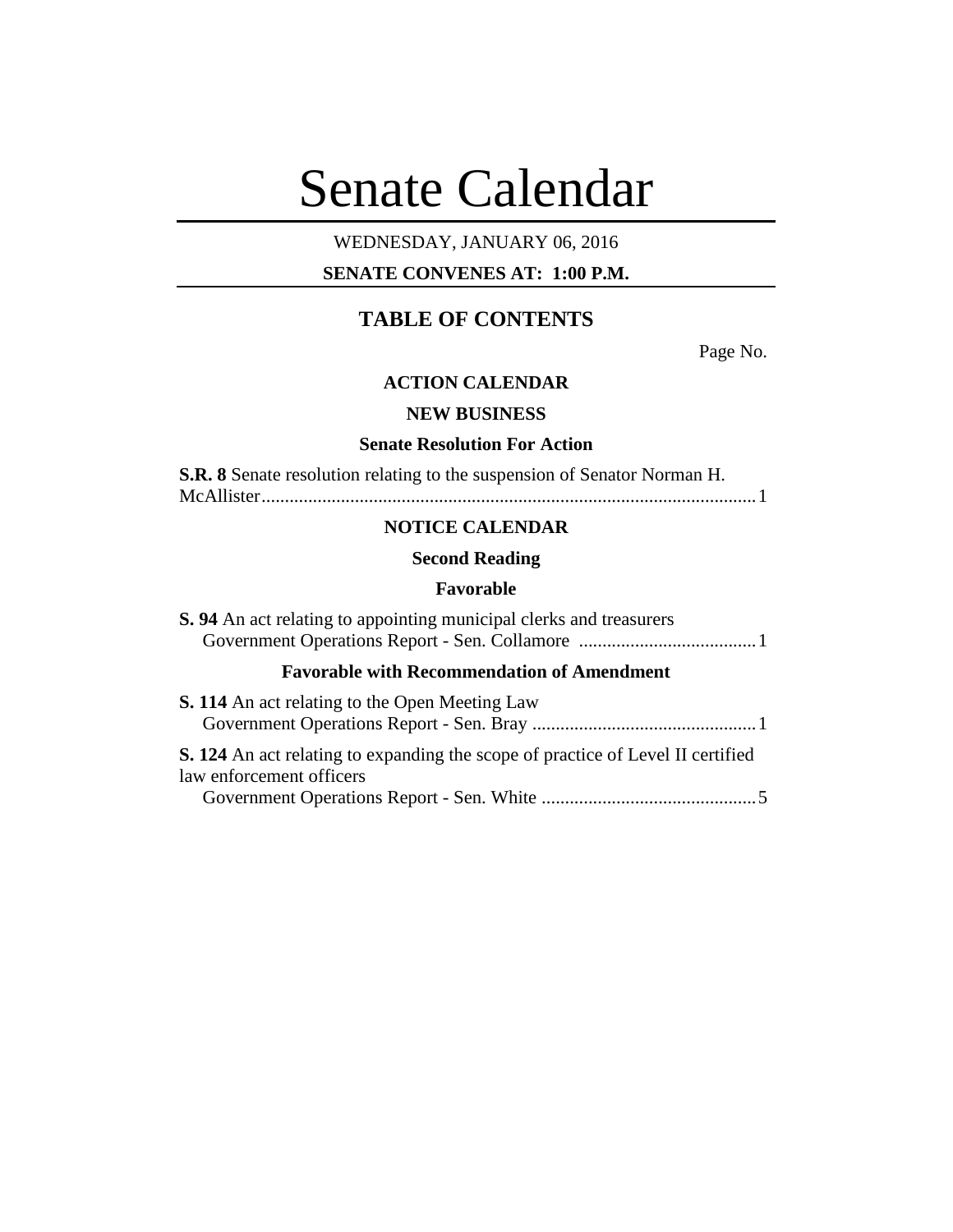# Senate Calendar

WEDNESDAY, JANUARY 06, 2016

**SENATE CONVENES AT: 1:00 P.M.**

## TABLE OF CONTENTS

Page No.

### ACTION CALENDAR

### NEW BUSINESS

### Senate Resolution For Action

**S.R. 8** Senate resolution relating to the suspension of Senator Norman H. McAllister ........................................................................................................ 1

### NOTICE CALENDAR

### Second Reading

### Favorable

**S. 94** An act relating to appointing municipal clerks and treasurers
Government Operations Report - Sen. Collamore ...................................... 1

### Favorable with Recommendation of Amendment

**S. 114** An act relating to the Open Meeting Law
Government Operations Report - Sen. Bray ................................................ 1

**S. 124** An act relating to expanding the scope of practice of Level II certified law enforcement officers
Government Operations Report - Sen. White .............................................. 5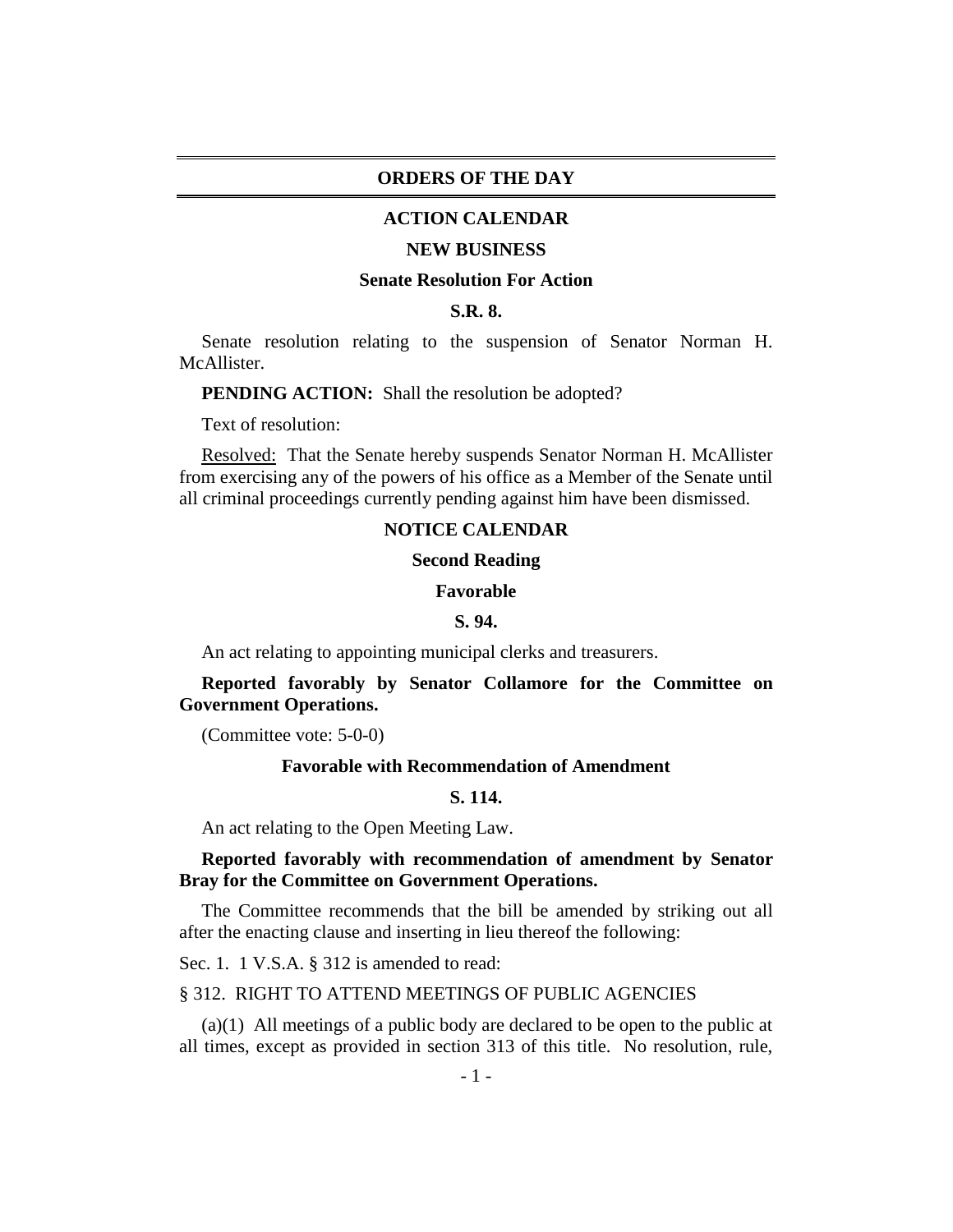# ORDERS OF THE DAY

## ACTION CALENDAR

### NEW BUSINESS

### Senate Resolution For Action

### S.R. 8.

Senate resolution relating to the suspension of Senator Norman H. McAllister.

**PENDING ACTION:** Shall the resolution be adopted?

Text of resolution:

Resolved: That the Senate hereby suspends Senator Norman H. McAllister from exercising any of the powers of his office as a Member of the Senate until all criminal proceedings currently pending against him have been dismissed.

## NOTICE CALENDAR

### Second Reading

### Favorable

### S. 94.

An act relating to appointing municipal clerks and treasurers.

**Reported favorably by Senator Collamore for the Committee on Government Operations.**

(Committee vote: 5-0-0)

### Favorable with Recommendation of Amendment

### S. 114.

An act relating to the Open Meeting Law.

**Reported favorably with recommendation of amendment by Senator Bray for the Committee on Government Operations.**

The Committee recommends that the bill be amended by striking out all after the enacting clause and inserting in lieu thereof the following:

Sec. 1. 1 V.S.A. § 312 is amended to read:

§ 312. RIGHT TO ATTEND MEETINGS OF PUBLIC AGENCIES

(a)(1) All meetings of a public body are declared to be open to the public at all times, except as provided in section 313 of this title. No resolution, rule,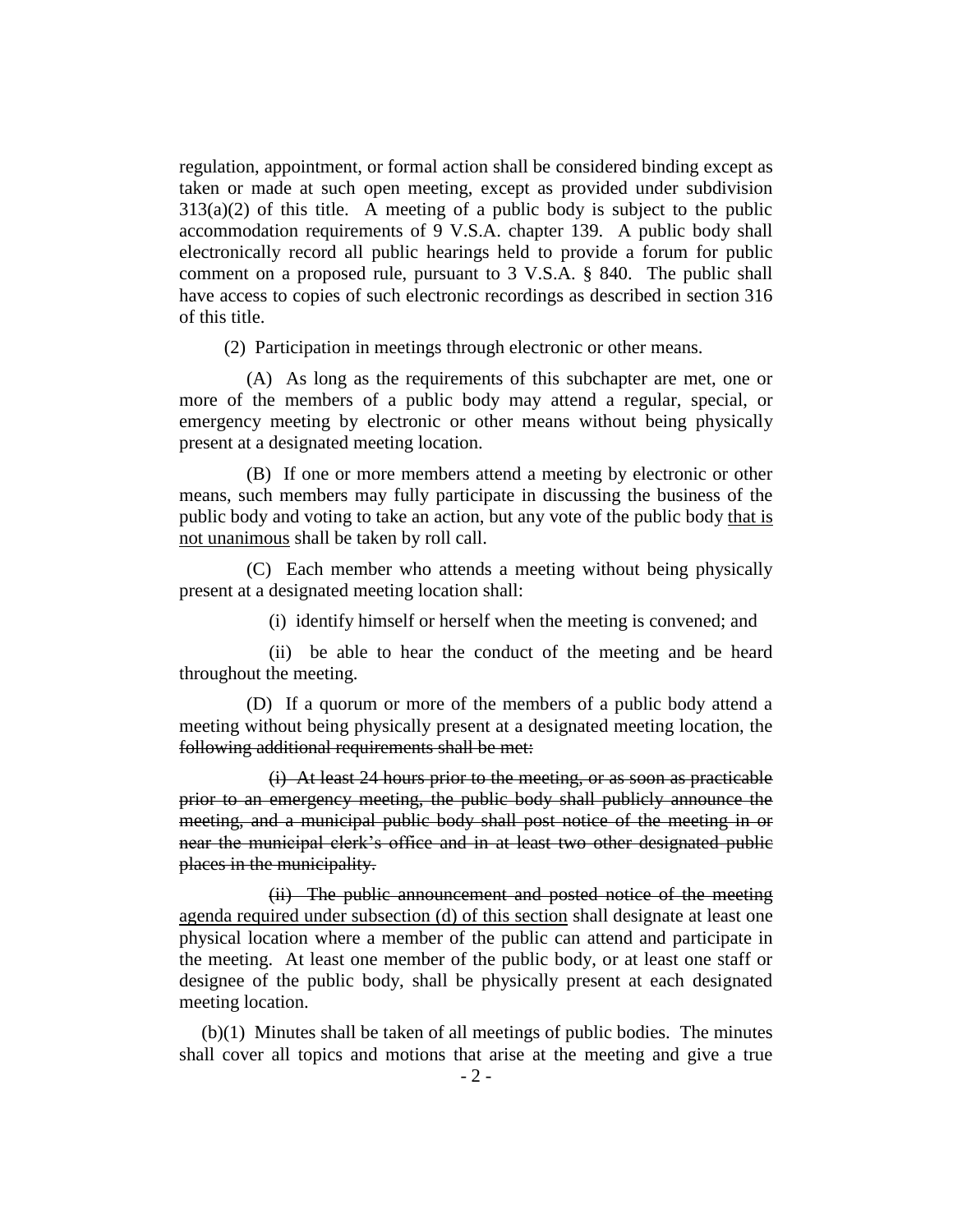regulation, appointment, or formal action shall be considered binding except as taken or made at such open meeting, except as provided under subdivision 313(a)(2) of this title. A meeting of a public body is subject to the public accommodation requirements of 9 V.S.A. chapter 139. A public body shall electronically record all public hearings held to provide a forum for public comment on a proposed rule, pursuant to 3 V.S.A. § 840. The public shall have access to copies of such electronic recordings as described in section 316 of this title.

(2) Participation in meetings through electronic or other means.

(A) As long as the requirements of this subchapter are met, one or more of the members of a public body may attend a regular, special, or emergency meeting by electronic or other means without being physically present at a designated meeting location.

(B) If one or more members attend a meeting by electronic or other means, such members may fully participate in discussing the business of the public body and voting to take an action, but any vote of the public body <u>that is not unanimous</u> shall be taken by roll call.

(C) Each member who attends a meeting without being physically present at a designated meeting location shall:

(i) identify himself or herself when the meeting is convened; and

(ii) be able to hear the conduct of the meeting and be heard throughout the meeting.

(D) If a quorum or more of the members of a public body attend a meeting without being physically present at a designated meeting location, the ~~following additional requirements shall be met:~~

~~(i) At least 24 hours prior to the meeting, or as soon as practicable prior to an emergency meeting, the public body shall publicly announce the meeting, and a municipal public body shall post notice of the meeting in or near the municipal clerk's office and in at least two other designated public places in the municipality.~~

~~(ii) The public announcement and posted notice of the meeting~~ <u>agenda required under subsection (d) of this section</u> shall designate at least one physical location where a member of the public can attend and participate in the meeting. At least one member of the public body, or at least one staff or designee of the public body, shall be physically present at each designated meeting location.

(b)(1) Minutes shall be taken of all meetings of public bodies. The minutes shall cover all topics and motions that arise at the meeting and give a true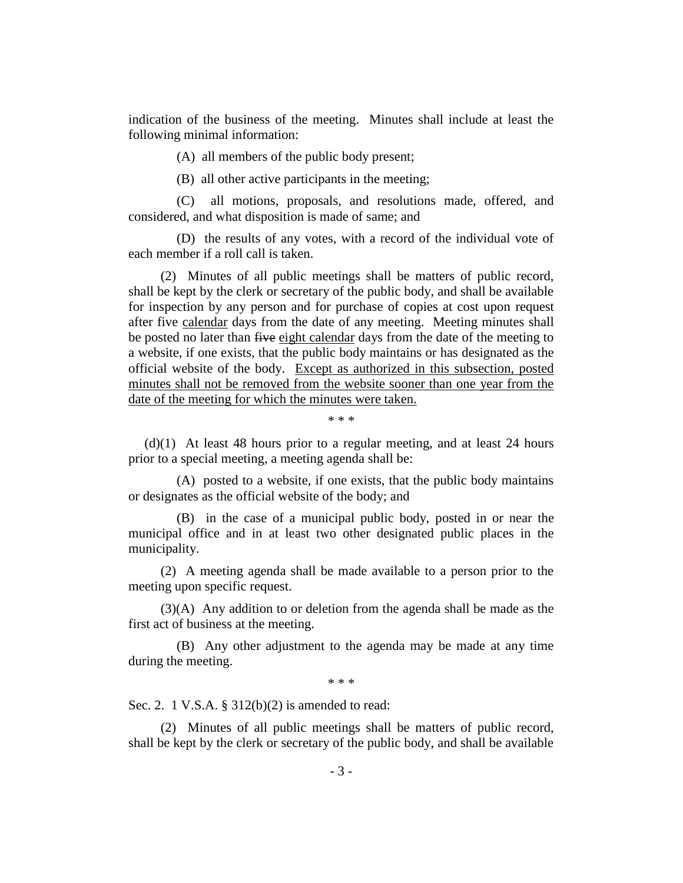indication of the business of the meeting. Minutes shall include at least the following minimal information:

(A) all members of the public body present;

(B) all other active participants in the meeting;

(C) all motions, proposals, and resolutions made, offered, and considered, and what disposition is made of same; and

(D) the results of any votes, with a record of the individual vote of each member if a roll call is taken.

(2) Minutes of all public meetings shall be matters of public record, shall be kept by the clerk or secretary of the public body, and shall be available for inspection by any person and for purchase of copies at cost upon request after five <u>calendar</u> days from the date of any meeting. Meeting minutes shall be posted no later than ~~five~~ <u>eight calendar</u> days from the date of the meeting to a website, if one exists, that the public body maintains or has designated as the official website of the body. <u>Except as authorized in this subsection, posted minutes shall not be removed from the website sooner than one year from the date of the meeting for which the minutes were taken.</u>

\* \* \*

(d)(1) At least 48 hours prior to a regular meeting, and at least 24 hours prior to a special meeting, a meeting agenda shall be:

(A) posted to a website, if one exists, that the public body maintains or designates as the official website of the body; and

(B) in the case of a municipal public body, posted in or near the municipal office and in at least two other designated public places in the municipality.

(2) A meeting agenda shall be made available to a person prior to the meeting upon specific request.

(3)(A) Any addition to or deletion from the agenda shall be made as the first act of business at the meeting.

(B) Any other adjustment to the agenda may be made at any time during the meeting.

\* \* \*

Sec. 2. 1 V.S.A. § 312(b)(2) is amended to read:

(2) Minutes of all public meetings shall be matters of public record, shall be kept by the clerk or secretary of the public body, and shall be available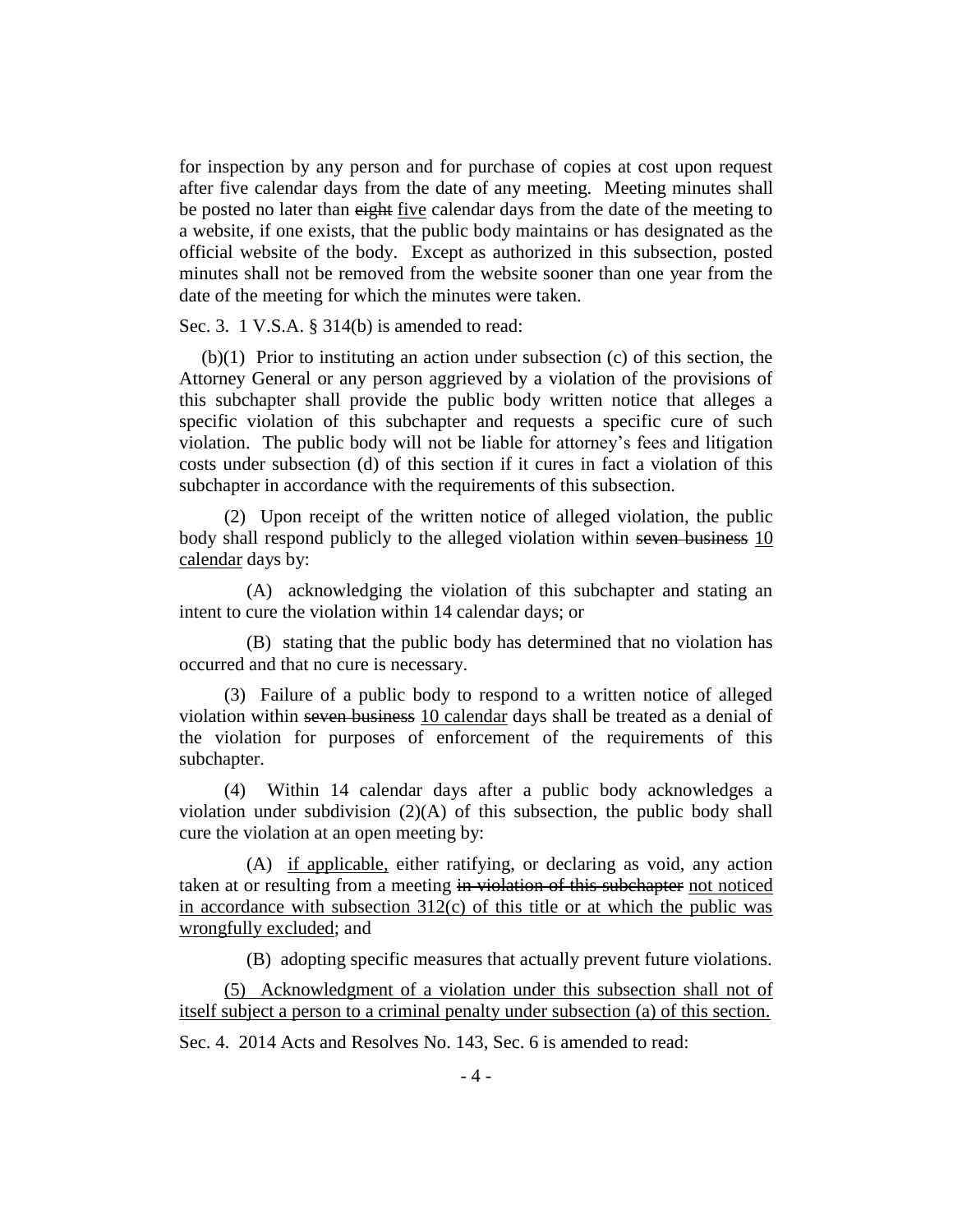for inspection by any person and for purchase of copies at cost upon request after five calendar days from the date of any meeting. Meeting minutes shall be posted no later than ~~eight~~ <u>five</u> calendar days from the date of the meeting to a website, if one exists, that the public body maintains or has designated as the official website of the body. Except as authorized in this subsection, posted minutes shall not be removed from the website sooner than one year from the date of the meeting for which the minutes were taken.

Sec. 3. 1 V.S.A. § 314(b) is amended to read:

(b)(1) Prior to instituting an action under subsection (c) of this section, the Attorney General or any person aggrieved by a violation of the provisions of this subchapter shall provide the public body written notice that alleges a specific violation of this subchapter and requests a specific cure of such violation. The public body will not be liable for attorney's fees and litigation costs under subsection (d) of this section if it cures in fact a violation of this subchapter in accordance with the requirements of this subsection.

(2) Upon receipt of the written notice of alleged violation, the public body shall respond publicly to the alleged violation within ~~seven business~~ <u>10 calendar</u> days by:

(A) acknowledging the violation of this subchapter and stating an intent to cure the violation within 14 calendar days; or

(B) stating that the public body has determined that no violation has occurred and that no cure is necessary.

(3) Failure of a public body to respond to a written notice of alleged violation within ~~seven business~~ <u>10 calendar</u> days shall be treated as a denial of the violation for purposes of enforcement of the requirements of this subchapter.

(4) Within 14 calendar days after a public body acknowledges a violation under subdivision (2)(A) of this subsection, the public body shall cure the violation at an open meeting by:

(A) <u>if applicable,</u> either ratifying, or declaring as void, any action taken at or resulting from a meeting ~~in violation of this subchapter~~ <u>not noticed in accordance with subsection 312(c) of this title or at which the public was wrongfully excluded</u>; and

(B) adopting specific measures that actually prevent future violations.

<u>(5) Acknowledgment of a violation under this subsection shall not of itself subject a person to a criminal penalty under subsection (a) of this section.</u>

Sec. 4. 2014 Acts and Resolves No. 143, Sec. 6 is amended to read: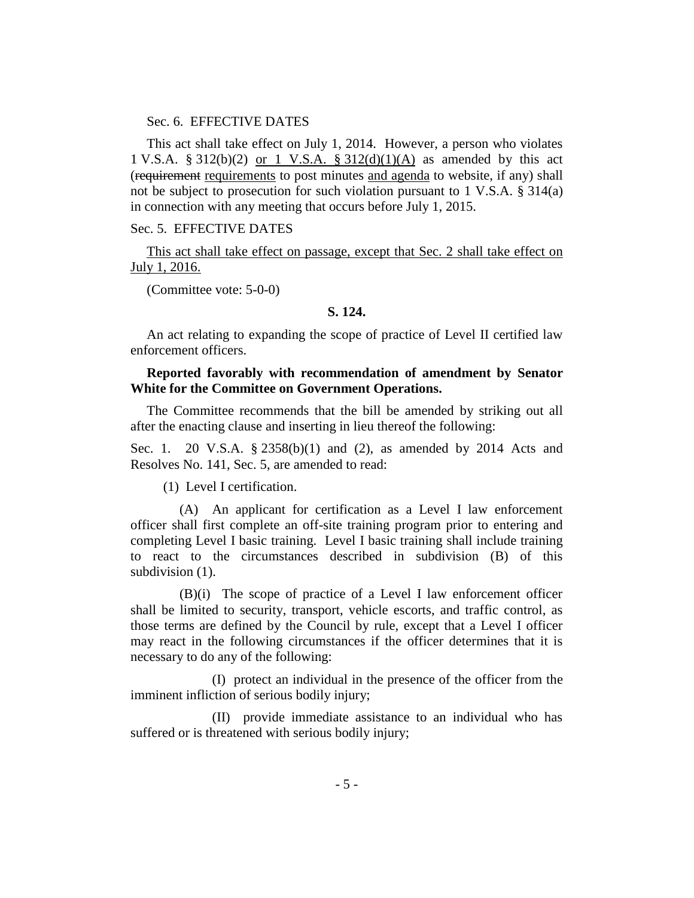Sec. 6. EFFECTIVE DATES

This act shall take effect on July 1, 2014. However, a person who violates 1 V.S.A. § 312(b)(2) <u>or 1 V.S.A. § 312(d)(1)(A)</u> as amended by this act (~~requirement~~ <u>requirements</u> to post minutes <u>and agenda</u> to website, if any) shall not be subject to prosecution for such violation pursuant to 1 V.S.A. § 314(a) in connection with any meeting that occurs before July 1, 2015.

Sec. 5. EFFECTIVE DATES

<u>This act shall take effect on passage, except that Sec. 2 shall take effect on July 1, 2016.</u>

(Committee vote: 5-0-0)

**S. 124.**

An act relating to expanding the scope of practice of Level II certified law enforcement officers.

**Reported favorably with recommendation of amendment by Senator White for the Committee on Government Operations.**

The Committee recommends that the bill be amended by striking out all after the enacting clause and inserting in lieu thereof the following:

Sec. 1. 20 V.S.A. § 2358(b)(1) and (2), as amended by 2014 Acts and Resolves No. 141, Sec. 5, are amended to read:

(1) Level I certification.

(A) An applicant for certification as a Level I law enforcement officer shall first complete an off-site training program prior to entering and completing Level I basic training. Level I basic training shall include training to react to the circumstances described in subdivision (B) of this subdivision (1).

(B)(i) The scope of practice of a Level I law enforcement officer shall be limited to security, transport, vehicle escorts, and traffic control, as those terms are defined by the Council by rule, except that a Level I officer may react in the following circumstances if the officer determines that it is necessary to do any of the following:

(I) protect an individual in the presence of the officer from the imminent infliction of serious bodily injury;

(II) provide immediate assistance to an individual who has suffered or is threatened with serious bodily injury;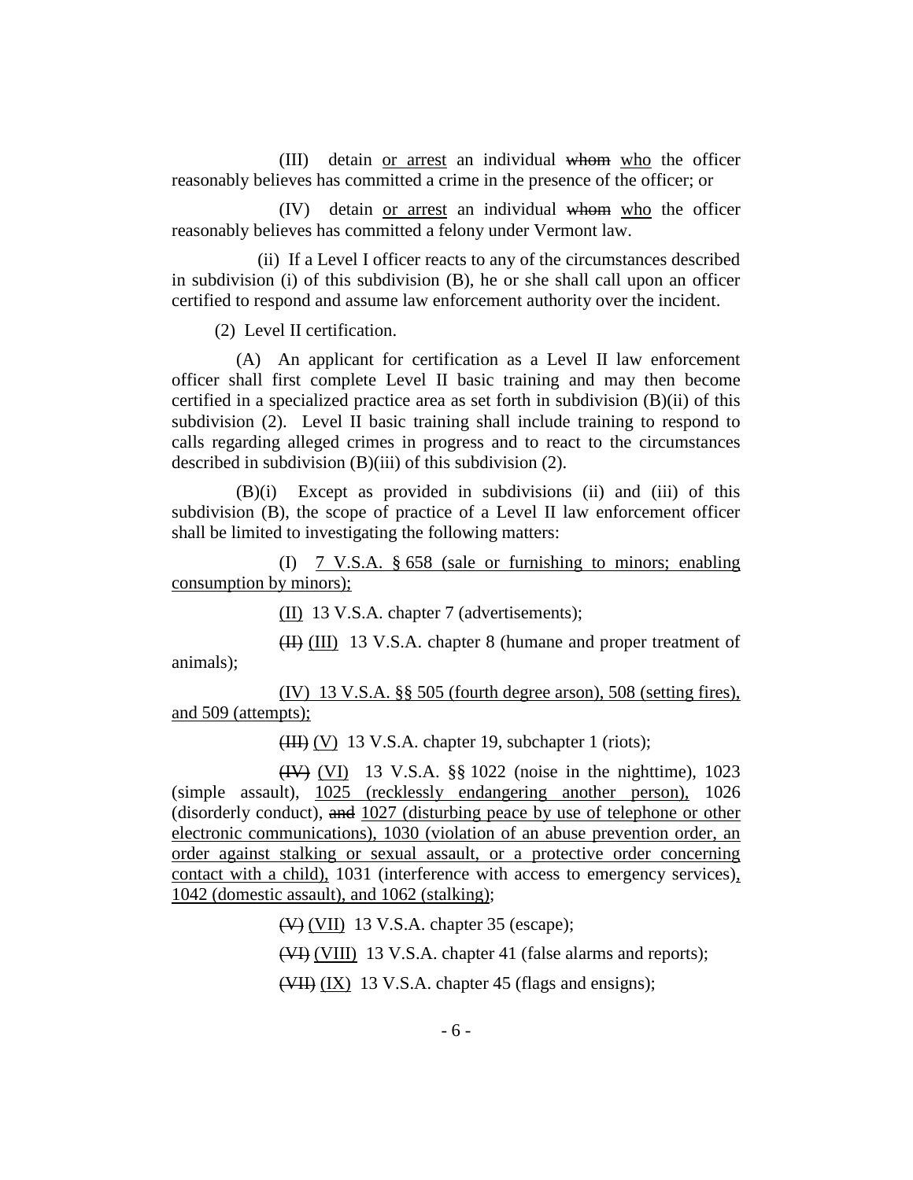(III) detain <u>or arrest</u> an individual ~~whom~~ <u>who</u> the officer reasonably believes has committed a crime in the presence of the officer; or

(IV) detain <u>or arrest</u> an individual ~~whom~~ <u>who</u> the officer reasonably believes has committed a felony under Vermont law.

(ii) If a Level I officer reacts to any of the circumstances described in subdivision (i) of this subdivision (B), he or she shall call upon an officer certified to respond and assume law enforcement authority over the incident.

(2) Level II certification.

(A) An applicant for certification as a Level II law enforcement officer shall first complete Level II basic training and may then become certified in a specialized practice area as set forth in subdivision (B)(ii) of this subdivision (2). Level II basic training shall include training to respond to calls regarding alleged crimes in progress and to react to the circumstances described in subdivision (B)(iii) of this subdivision (2).

(B)(i) Except as provided in subdivisions (ii) and (iii) of this subdivision (B), the scope of practice of a Level II law enforcement officer shall be limited to investigating the following matters:

(I) <u>7 V.S.A. § 658 (sale or furnishing to minors; enabling consumption by minors);</u>

<u>(II)</u> 13 V.S.A. chapter 7 (advertisements);

~~(II)~~ <u>(III)</u> 13 V.S.A. chapter 8 (humane and proper treatment of animals);

<u>(IV) 13 V.S.A. §§ 505 (fourth degree arson), 508 (setting fires), and 509 (attempts);</u>

~~(III)~~ <u>(V)</u> 13 V.S.A. chapter 19, subchapter 1 (riots);

~~(IV)~~ <u>(VI)</u> 13 V.S.A. §§ 1022 (noise in the nighttime), 1023 (simple assault), <u>1025 (recklessly endangering another person),</u> 1026 (disorderly conduct), ~~and~~ <u>1027 (disturbing peace by use of telephone or other electronic communications), 1030 (violation of an abuse prevention order, an order against stalking or sexual assault, or a protective order concerning contact with a child),</u> 1031 (interference with access to emergency services)<u>, 1042 (domestic assault), and 1062 (stalking)</u>;

~~(V)~~ <u>(VII)</u> 13 V.S.A. chapter 35 (escape);

~~(VI)~~ <u>(VIII)</u> 13 V.S.A. chapter 41 (false alarms and reports);

~~(VII)~~ <u>(IX)</u> 13 V.S.A. chapter 45 (flags and ensigns);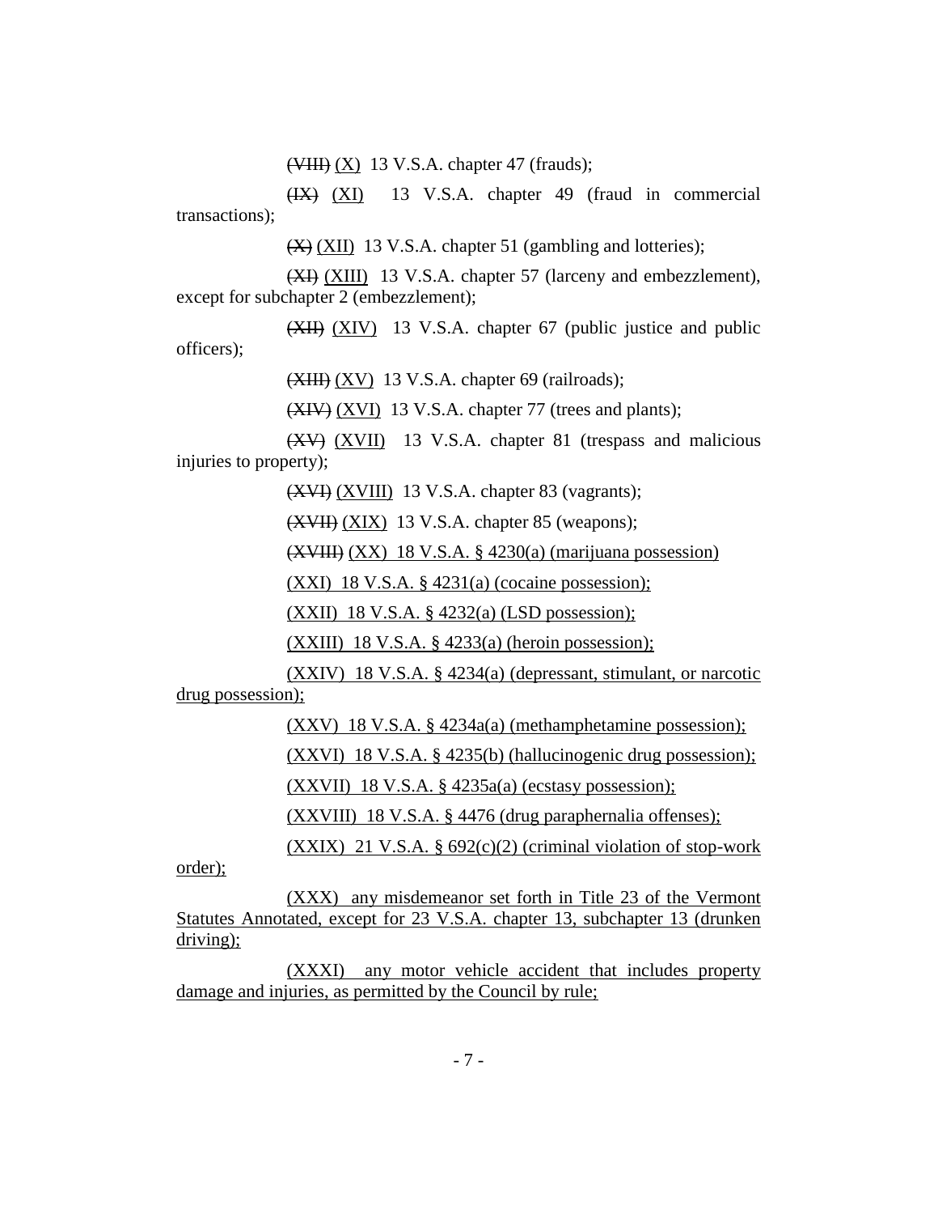~~(VIII)~~ <u>(X)</u> 13 V.S.A. chapter 47 (frauds);

~~(IX)~~ <u>(XI)</u> 13 V.S.A. chapter 49 (fraud in commercial transactions);

~~(X)~~ <u>(XII)</u> 13 V.S.A. chapter 51 (gambling and lotteries);

~~(XI)~~ <u>(XIII)</u> 13 V.S.A. chapter 57 (larceny and embezzlement), except for subchapter 2 (embezzlement);

~~(XII)~~ <u>(XIV)</u> 13 V.S.A. chapter 67 (public justice and public officers);

~~(XIII)~~ <u>(XV)</u> 13 V.S.A. chapter 69 (railroads);

~~(XIV)~~ <u>(XVI)</u> 13 V.S.A. chapter 77 (trees and plants);

~~(XV)~~ <u>(XVII)</u> 13 V.S.A. chapter 81 (trespass and malicious injuries to property);

~~(XVI)~~ <u>(XVIII)</u> 13 V.S.A. chapter 83 (vagrants);

~~(XVII)~~ <u>(XIX)</u> 13 V.S.A. chapter 85 (weapons);

~~(XVIII)~~ <u>(XX) 18 V.S.A. § 4230(a) (marijuana possession)</u>

<u>(XXI) 18 V.S.A. § 4231(a) (cocaine possession);</u>

<u>(XXII) 18 V.S.A. § 4232(a) (LSD possession);</u>

<u>(XXIII) 18 V.S.A. § 4233(a) (heroin possession);</u>

<u>(XXIV) 18 V.S.A. § 4234(a) (depressant, stimulant, or narcotic drug possession);</u>

<u>(XXV) 18 V.S.A. § 4234a(a) (methamphetamine possession);</u>

<u>(XXVI) 18 V.S.A. § 4235(b) (hallucinogenic drug possession);</u>

<u>(XXVII) 18 V.S.A. § 4235a(a) (ecstasy possession);</u>

<u>(XXVIII) 18 V.S.A. § 4476 (drug paraphernalia offenses);</u>

<u>(XXIX) 21 V.S.A. § 692(c)(2) (criminal violation of stop-work order);</u>

<u>(XXX) any misdemeanor set forth in Title 23 of the Vermont Statutes Annotated, except for 23 V.S.A. chapter 13, subchapter 13 (drunken driving);</u>

<u>(XXXI) any motor vehicle accident that includes property damage and injuries, as permitted by the Council by rule;</u>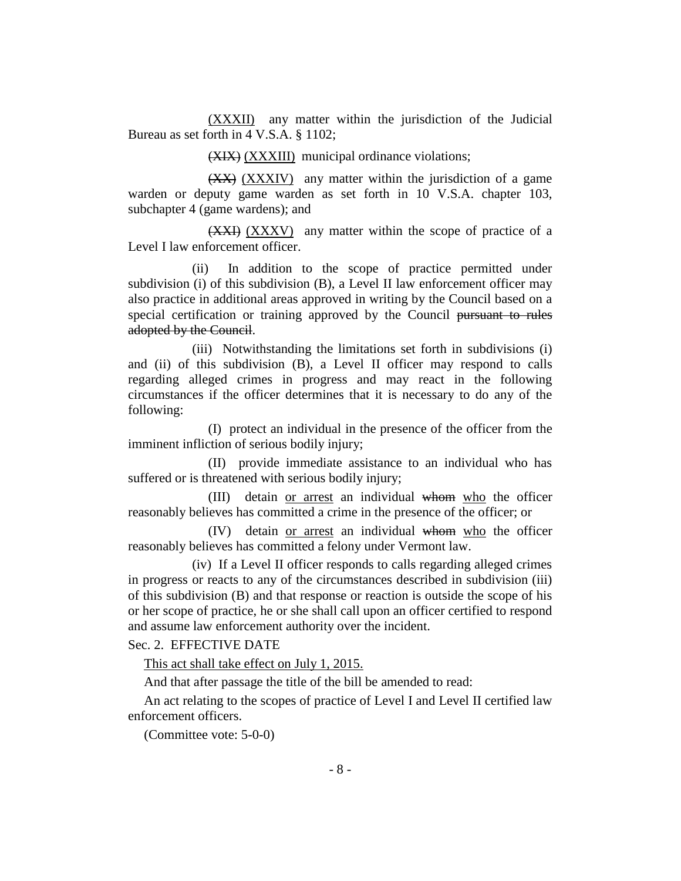(XXXII) any matter within the jurisdiction of the Judicial Bureau as set forth in 4 V.S.A. § 1102;

~~(XIX)~~ (XXXIII) municipal ordinance violations;

~~(XX)~~ (XXXIV) any matter within the jurisdiction of a game warden or deputy game warden as set forth in 10 V.S.A. chapter 103, subchapter 4 (game wardens); and

~~(XXI)~~ (XXXV) any matter within the scope of practice of a Level I law enforcement officer.

(ii) In addition to the scope of practice permitted under subdivision (i) of this subdivision (B), a Level II law enforcement officer may also practice in additional areas approved in writing by the Council based on a special certification or training approved by the Council ~~pursuant to rules adopted by the Council~~.

(iii) Notwithstanding the limitations set forth in subdivisions (i) and (ii) of this subdivision (B), a Level II officer may respond to calls regarding alleged crimes in progress and may react in the following circumstances if the officer determines that it is necessary to do any of the following:

(I) protect an individual in the presence of the officer from the imminent infliction of serious bodily injury;

(II) provide immediate assistance to an individual who has suffered or is threatened with serious bodily injury;

(III) detain or arrest an individual ~~whom~~ who the officer reasonably believes has committed a crime in the presence of the officer; or

(IV) detain or arrest an individual ~~whom~~ who the officer reasonably believes has committed a felony under Vermont law.

(iv) If a Level II officer responds to calls regarding alleged crimes in progress or reacts to any of the circumstances described in subdivision (iii) of this subdivision (B) and that response or reaction is outside the scope of his or her scope of practice, he or she shall call upon an officer certified to respond and assume law enforcement authority over the incident.

Sec. 2. EFFECTIVE DATE

This act shall take effect on July 1, 2015.

And that after passage the title of the bill be amended to read:

An act relating to the scopes of practice of Level I and Level II certified law enforcement officers.

(Committee vote: 5-0-0)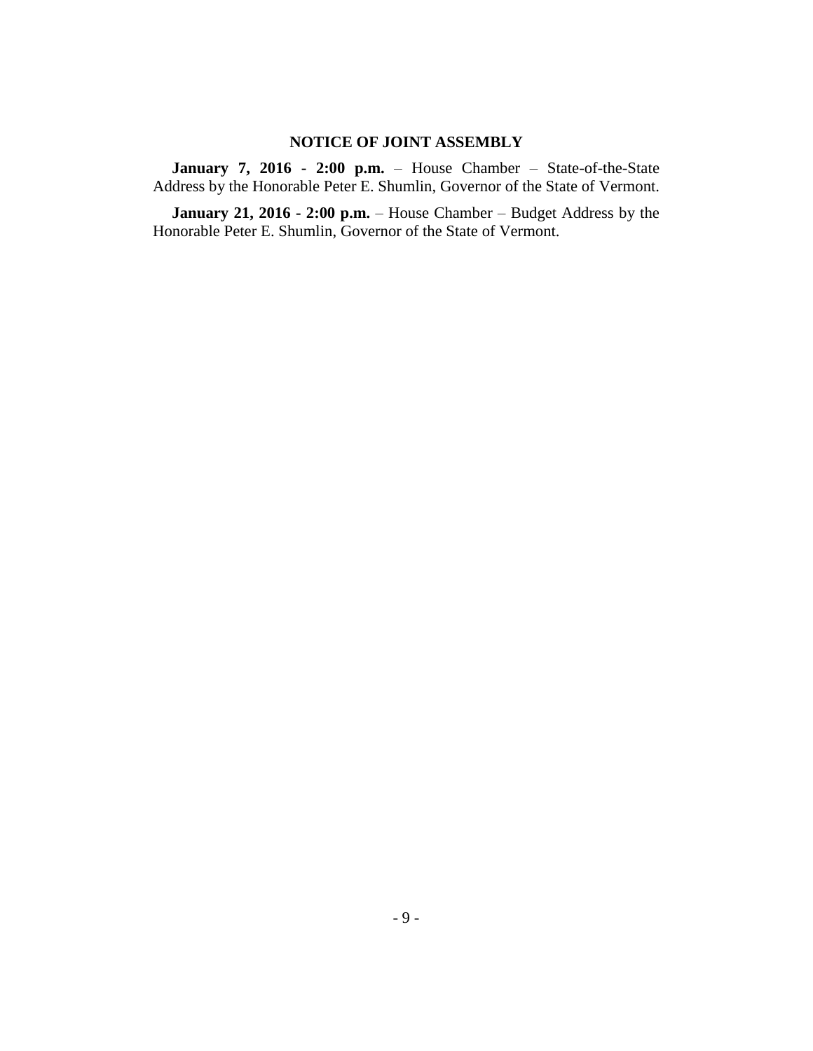## NOTICE OF JOINT ASSEMBLY

**January 7, 2016 - 2:00 p.m.** – House Chamber – State-of-the-State Address by the Honorable Peter E. Shumlin, Governor of the State of Vermont.

**January 21, 2016 - 2:00 p.m.** – House Chamber – Budget Address by the Honorable Peter E. Shumlin, Governor of the State of Vermont.